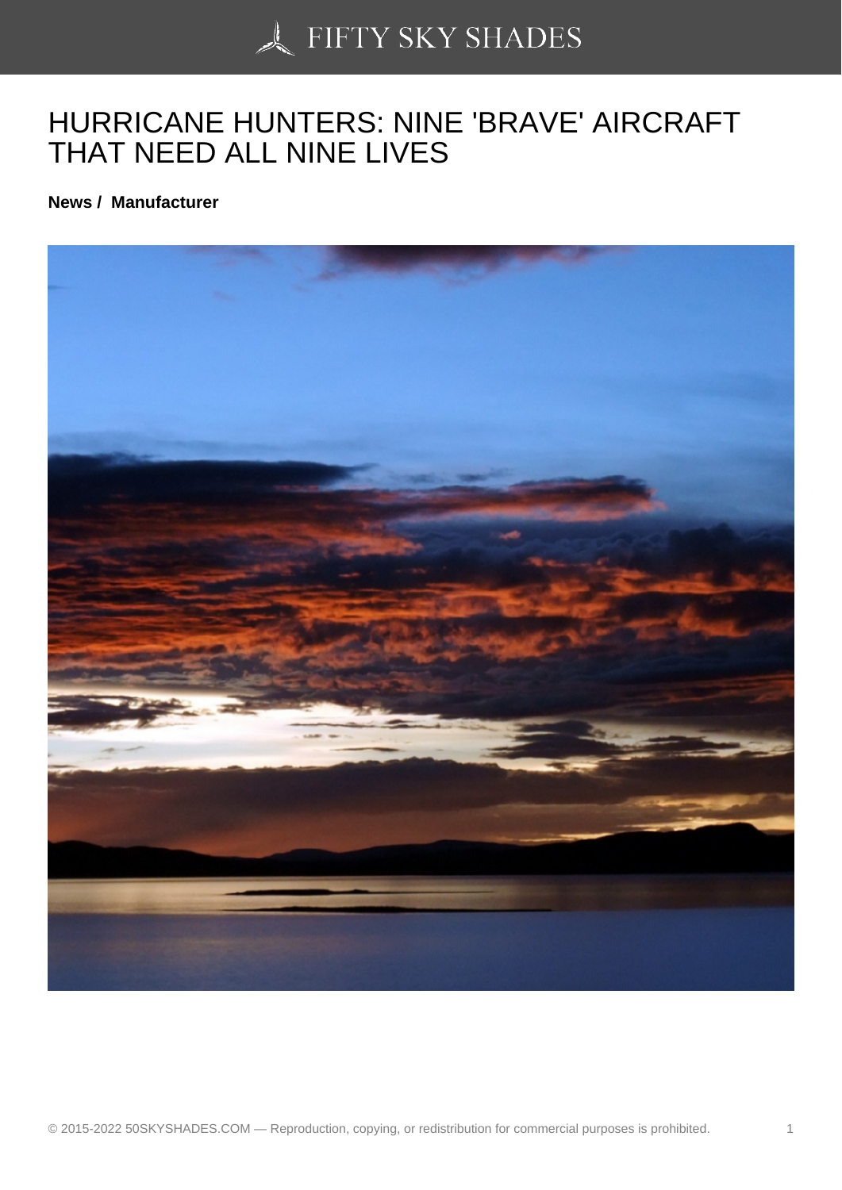# HURRICANE HUNTERS: NINE 'BRAVE' AIRCRAFT THAT NEED ALL NINE LIVES

**News / Manufacturer**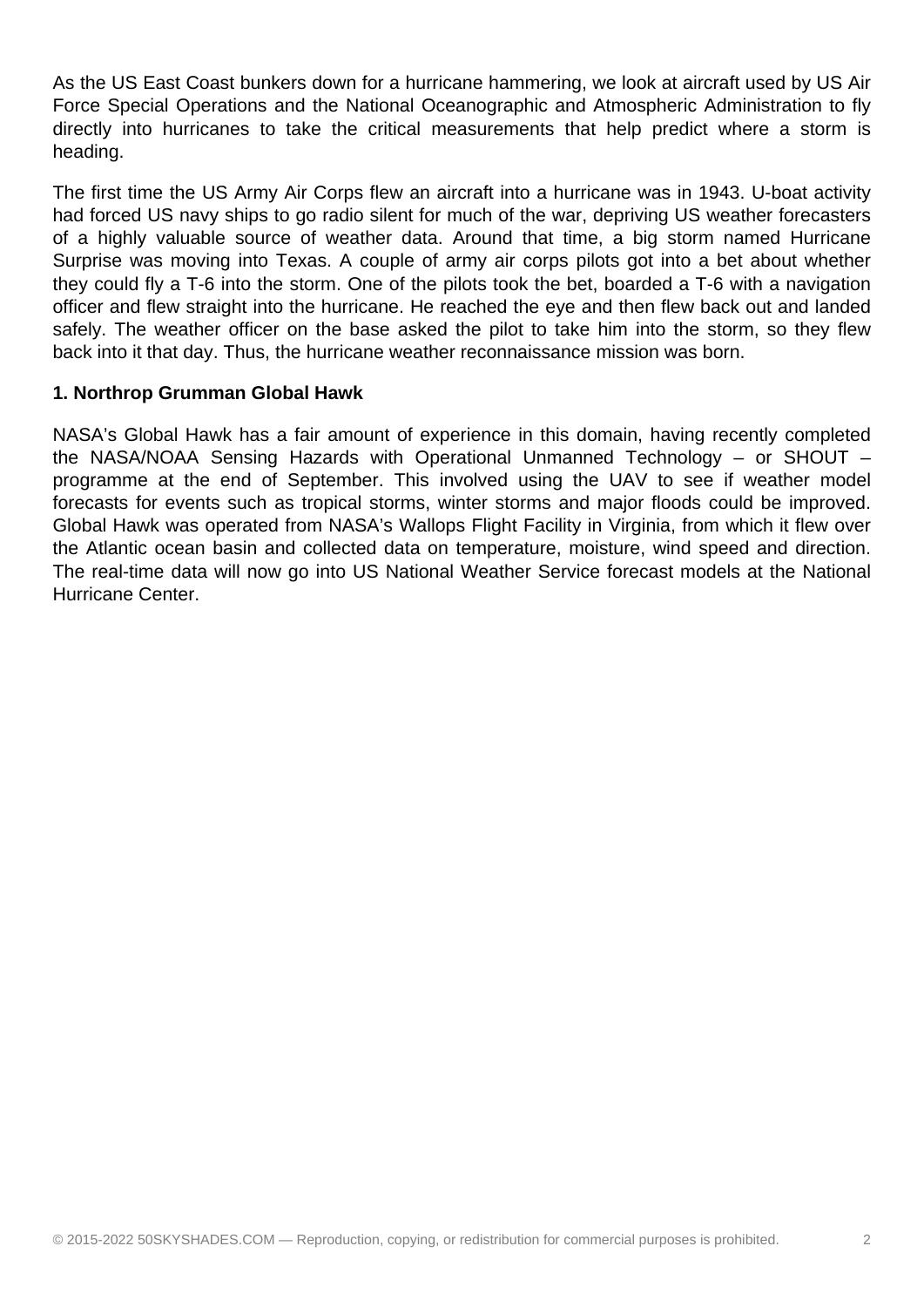As the US East Coast bunkers down for a hurricane hammering, we look at aircraft used by US Air Force Special Operations and the National Oceanographic and Atmospheric Administration to fly directly into hurricanes to take the critical measurements that help predict where a storm is heading.

The first time the US Army Air Corps flew an aircraft into a hurricane was in 1943. U-boat activity had forced US navy ships to go radio silent for much of the war, depriving US weather forecasters of a highly valuable source of weather data. Around that time, a big storm named Hurricane Surprise was moving into Texas. A couple of army air corps pilots got into a bet about whether they could fly a T-6 into the storm. One of the pilots took the bet, boarded a T-6 with a navigation officer and flew straight into the hurricane. He reached the eye and then flew back out and landed safely. The weather officer on the base asked the pilot to take him into the storm, so they flew back into it that day. Thus, the hurricane weather reconnaissance mission was born.

**1. Northrop Grumman Global Hawk**

NASA's Global Hawk has a fair amount of experience in this domain, having recently completed the NASA/NOAA Sensing Hazards with Operational Unmanned Technology – or SHOUT – programme at the end of September. This involved using the UAV to see if weather model forecasts for events such as tropical storms, winter storms and major floods could be improved. Global Hawk was operated from NASA's Wallops Flight Facility in Virginia, from which it flew over the Atlantic ocean basin and collected data on temperature, moisture, wind speed and direction. The real-time data will now go into US National Weather Service forecast models at the National Hurricane Center.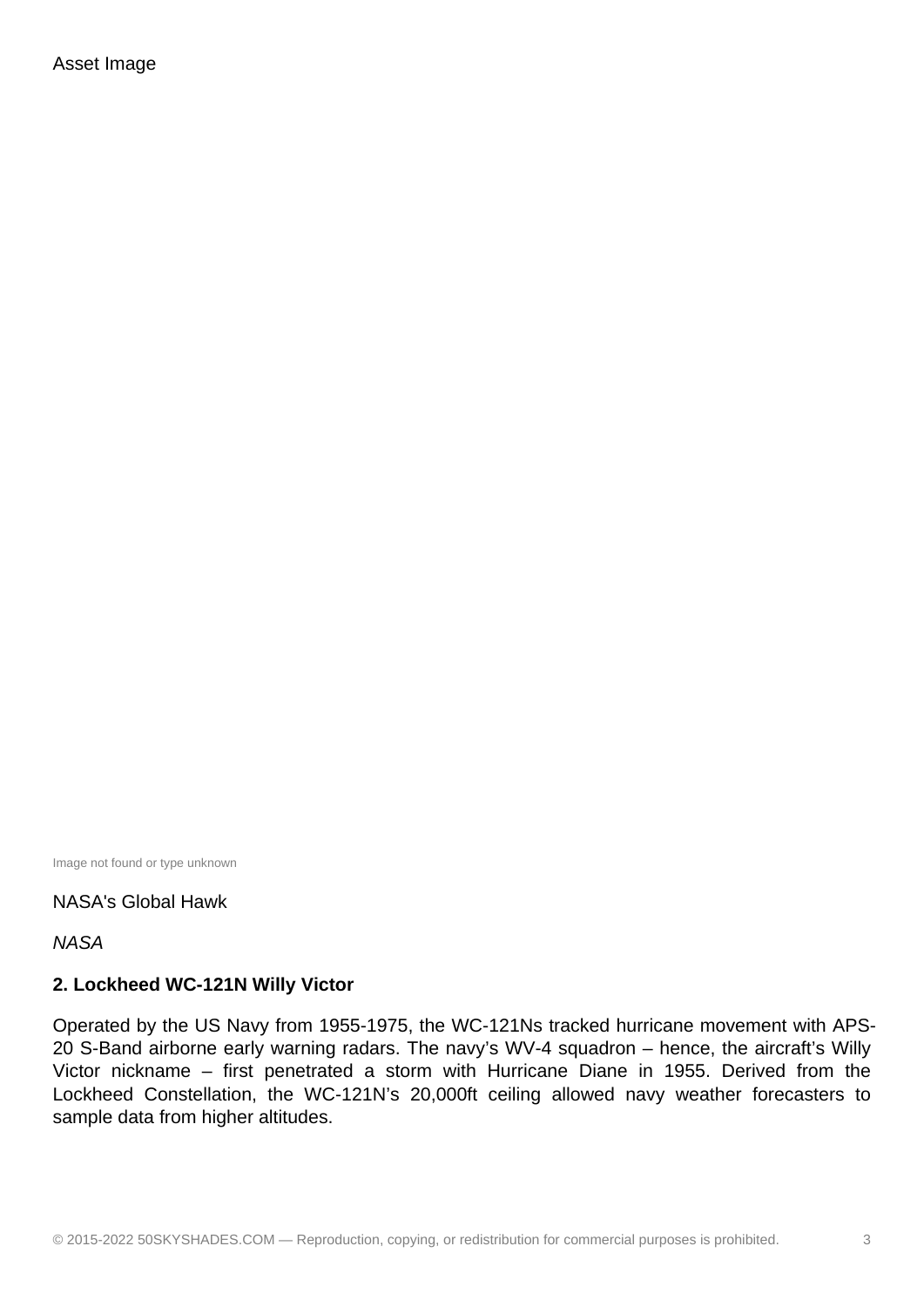Asset Image

Image not found or type unknown

NASA's Global Hawk

*NASA*

**2. Lockheed WC-121N Willy Victor**

Operated by the US Navy from 1955-1975, the WC-121Ns tracked hurricane movement with APS-20 S-Band airborne early warning radars. The navy's WV-4 squadron – hence, the aircraft's Willy Victor nickname – first penetrated a storm with Hurricane Diane in 1955. Derived from the Lockheed Constellation, the WC-121N's 20,000ft ceiling allowed navy weather forecasters to sample data from higher altitudes.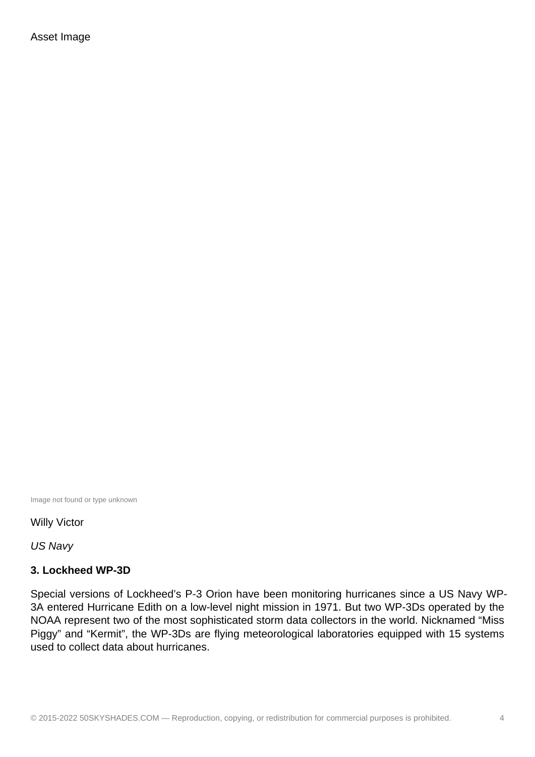Asset Image

Image not found or type unknown

Willy Victor

*US Navy*

**3. Lockheed WP-3D**

Special versions of Lockheed's P-3 Orion have been monitoring hurricanes since a US Navy WP-3A entered Hurricane Edith on a low-level night mission in 1971. But two WP-3Ds operated by the NOAA represent two of the most sophisticated storm data collectors in the world. Nicknamed "Miss Piggy" and "Kermit", the WP-3Ds are flying meteorological laboratories equipped with 15 systems used to collect data about hurricanes.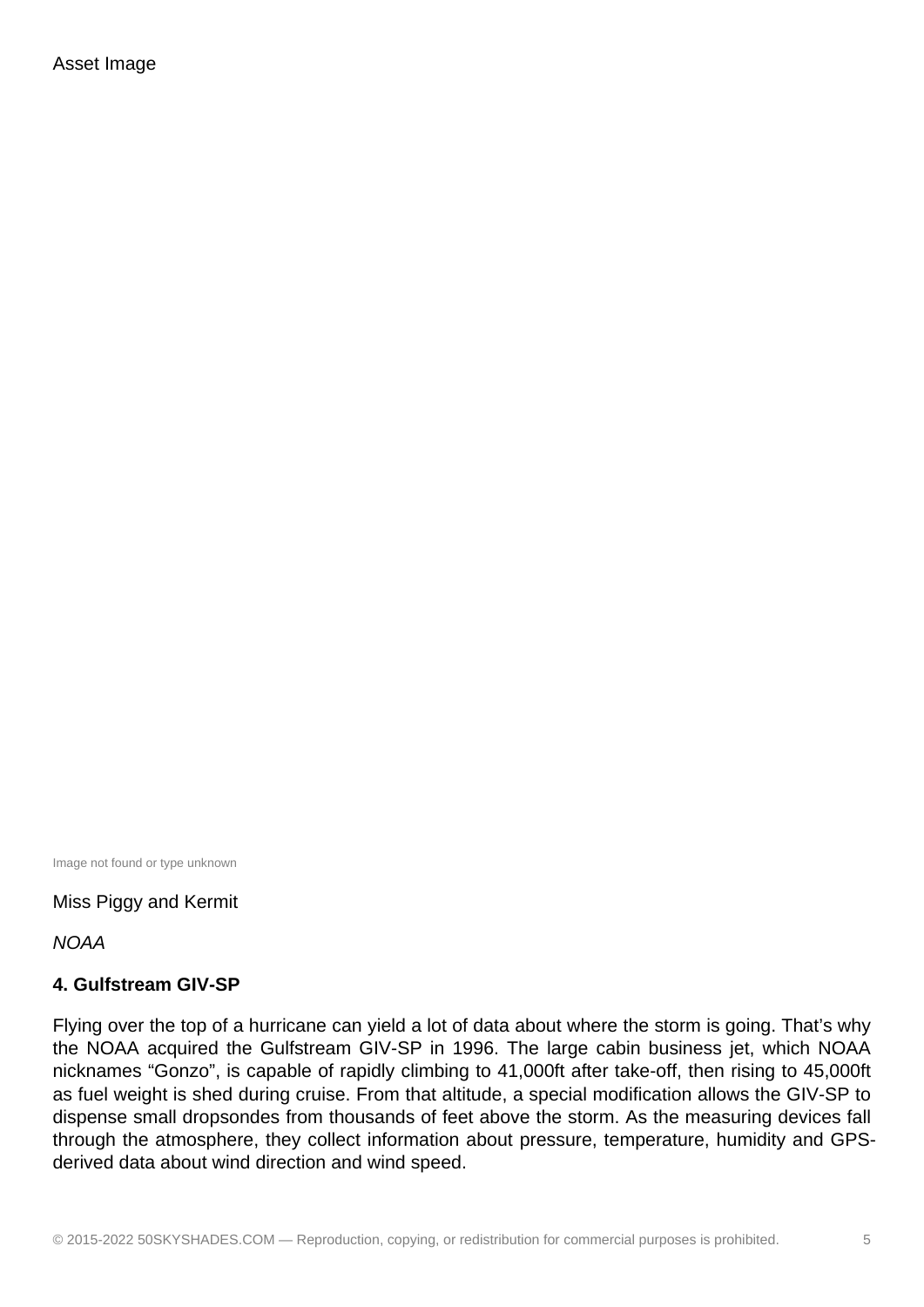Asset Image

Image not found or type unknown

Miss Piggy and Kermit

*NOAA*

**4. Gulfstream GIV-SP**

Flying over the top of a hurricane can yield a lot of data about where the storm is going. That's why the NOAA acquired the Gulfstream GIV-SP in 1996. The large cabin business jet, which NOAA nicknames "Gonzo", is capable of rapidly climbing to 41,000ft after take-off, then rising to 45,000ft as fuel weight is shed during cruise. From that altitude, a special modification allows the GIV-SP to dispense small dropsondes from thousands of feet above the storm. As the measuring devices fall through the atmosphere, they collect information about pressure, temperature, humidity and GPS-derived data about wind direction and wind speed.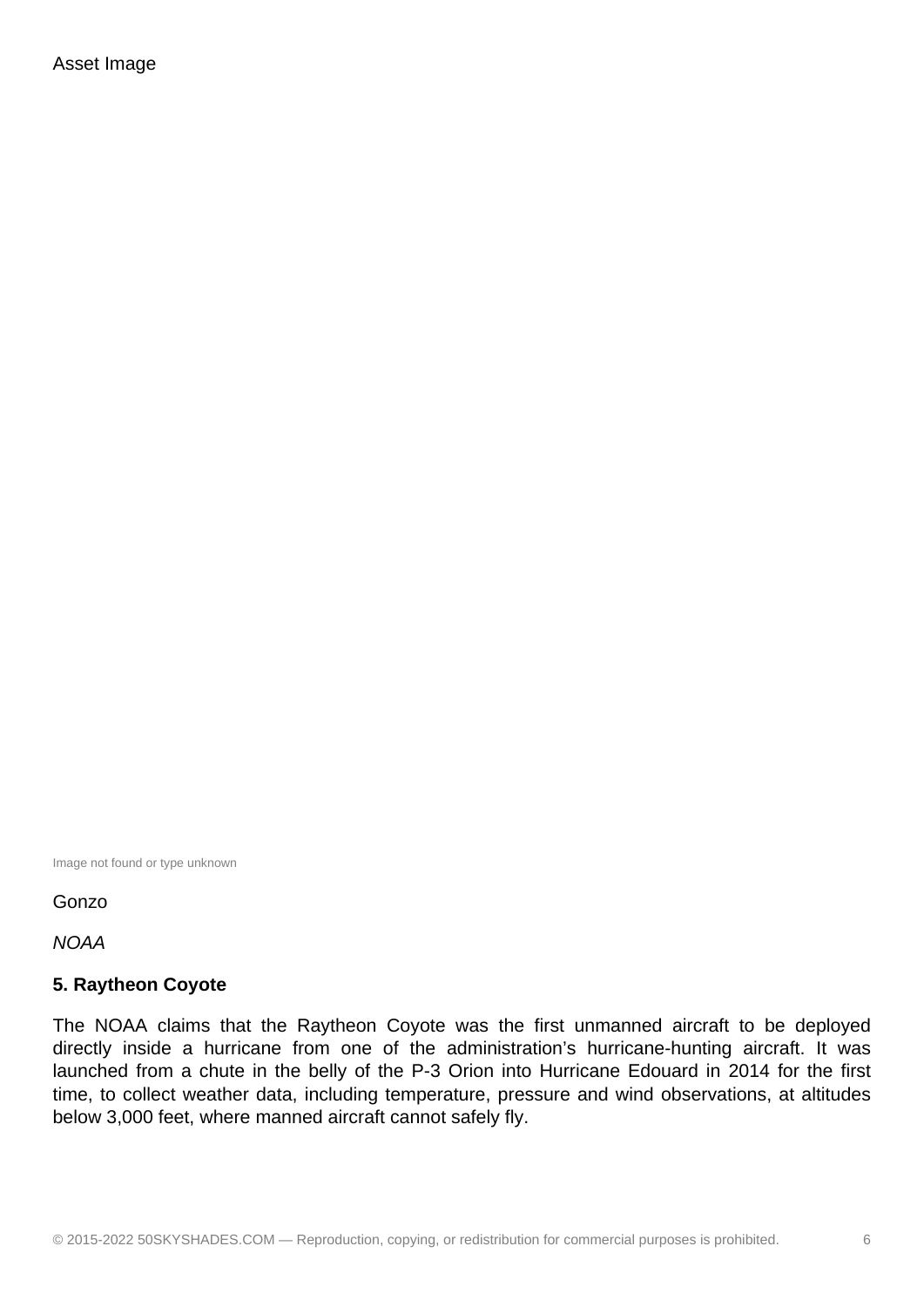Asset Image

Image not found or type unknown

Gonzo

*NOAA*

**5. Raytheon Coyote**

The NOAA claims that the Raytheon Coyote was the first unmanned aircraft to be deployed directly inside a hurricane from one of the administration's hurricane-hunting aircraft. It was launched from a chute in the belly of the P-3 Orion into Hurricane Edouard in 2014 for the first time, to collect weather data, including temperature, pressure and wind observations, at altitudes below 3,000 feet, where manned aircraft cannot safely fly.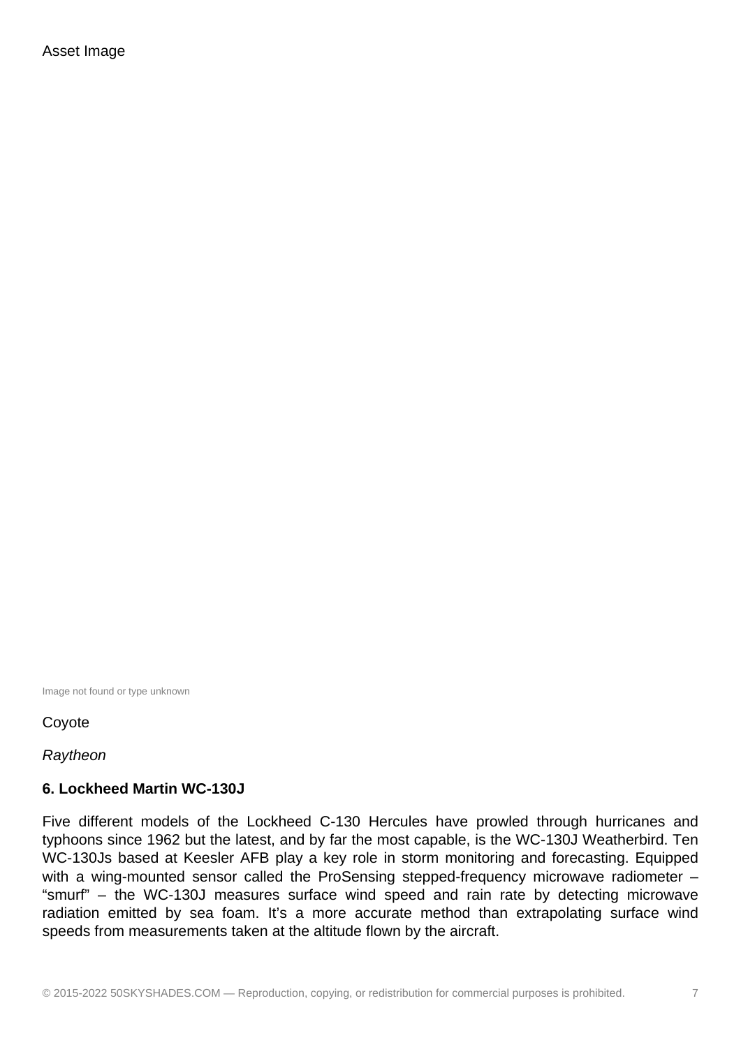Asset Image

Image not found or type unknown

Coyote

*Raytheon*

**6. Lockheed Martin WC-130J**

Five different models of the Lockheed C-130 Hercules have prowled through hurricanes and typhoons since 1962 but the latest, and by far the most capable, is the WC-130J Weatherbird. Ten WC-130Js based at Keesler AFB play a key role in storm monitoring and forecasting. Equipped with a wing-mounted sensor called the ProSensing stepped-frequency microwave radiometer – “smurf” – the WC-130J measures surface wind speed and rain rate by detecting microwave radiation emitted by sea foam. It’s a more accurate method than extrapolating surface wind speeds from measurements taken at the altitude flown by the aircraft.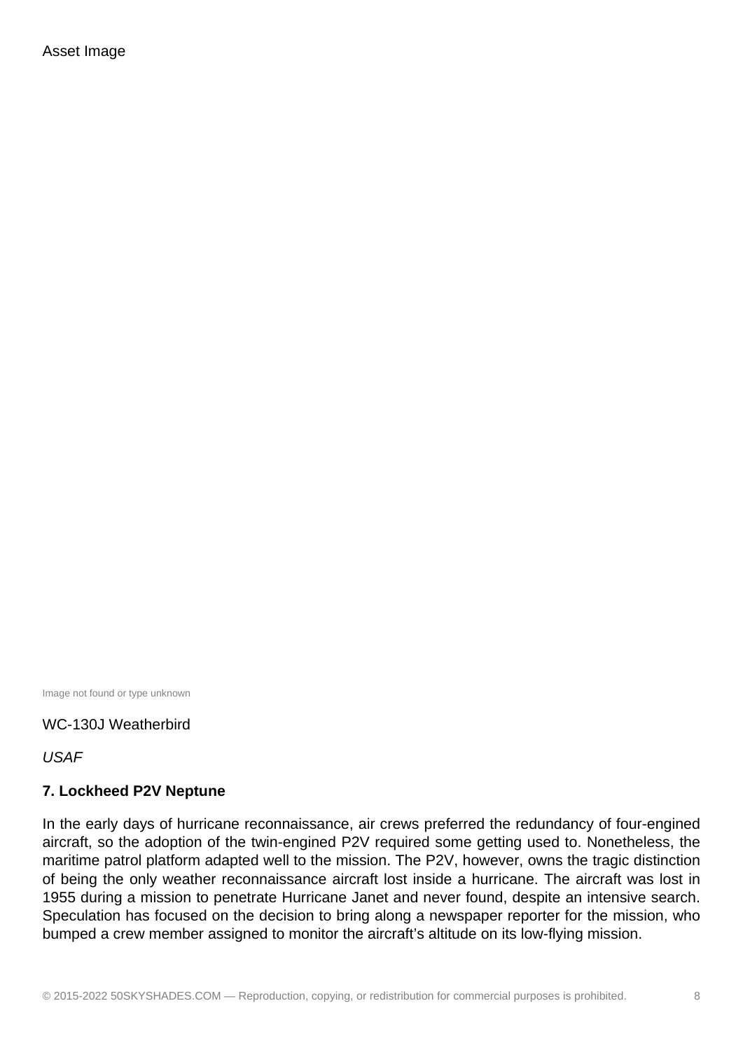Asset Image

Image not found or type unknown

WC-130J Weatherbird

*USAF*

**7. Lockheed P2V Neptune**

In the early days of hurricane reconnaissance, air crews preferred the redundancy of four-engined aircraft, so the adoption of the twin-engined P2V required some getting used to. Nonetheless, the maritime patrol platform adapted well to the mission. The P2V, however, owns the tragic distinction of being the only weather reconnaissance aircraft lost inside a hurricane. The aircraft was lost in 1955 during a mission to penetrate Hurricane Janet and never found, despite an intensive search. Speculation has focused on the decision to bring along a newspaper reporter for the mission, who bumped a crew member assigned to monitor the aircraft's altitude on its low-flying mission.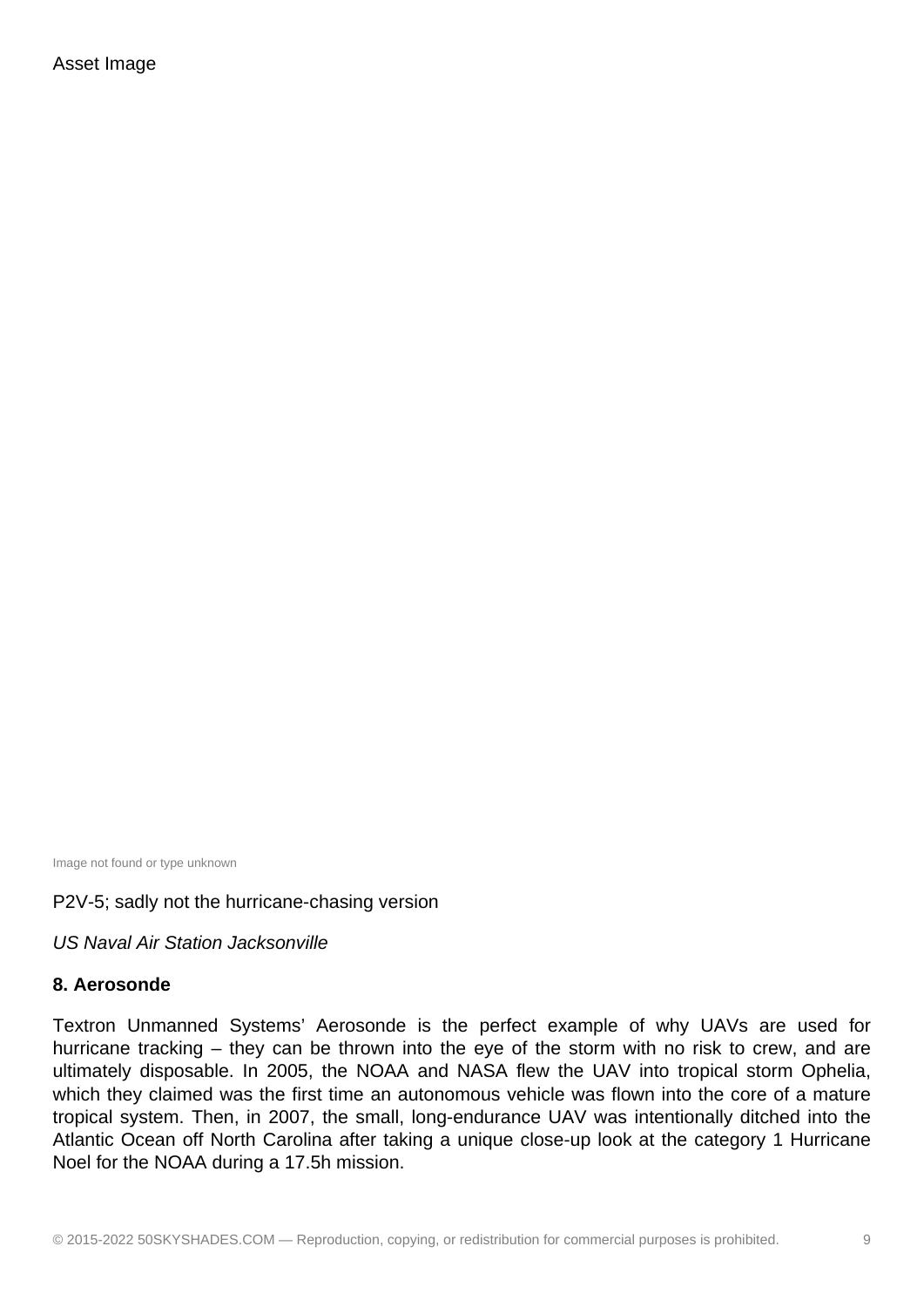Asset Image

Image not found or type unknown

P2V-5; sadly not the hurricane-chasing version

*US Naval Air Station Jacksonville*

**8. Aerosonde**

Textron Unmanned Systems' Aerosonde is the perfect example of why UAVs are used for hurricane tracking – they can be thrown into the eye of the storm with no risk to crew, and are ultimately disposable. In 2005, the NOAA and NASA flew the UAV into tropical storm Ophelia, which they claimed was the first time an autonomous vehicle was flown into the core of a mature tropical system. Then, in 2007, the small, long-endurance UAV was intentionally ditched into the Atlantic Ocean off North Carolina after taking a unique close-up look at the category 1 Hurricane Noel for the NOAA during a 17.5h mission.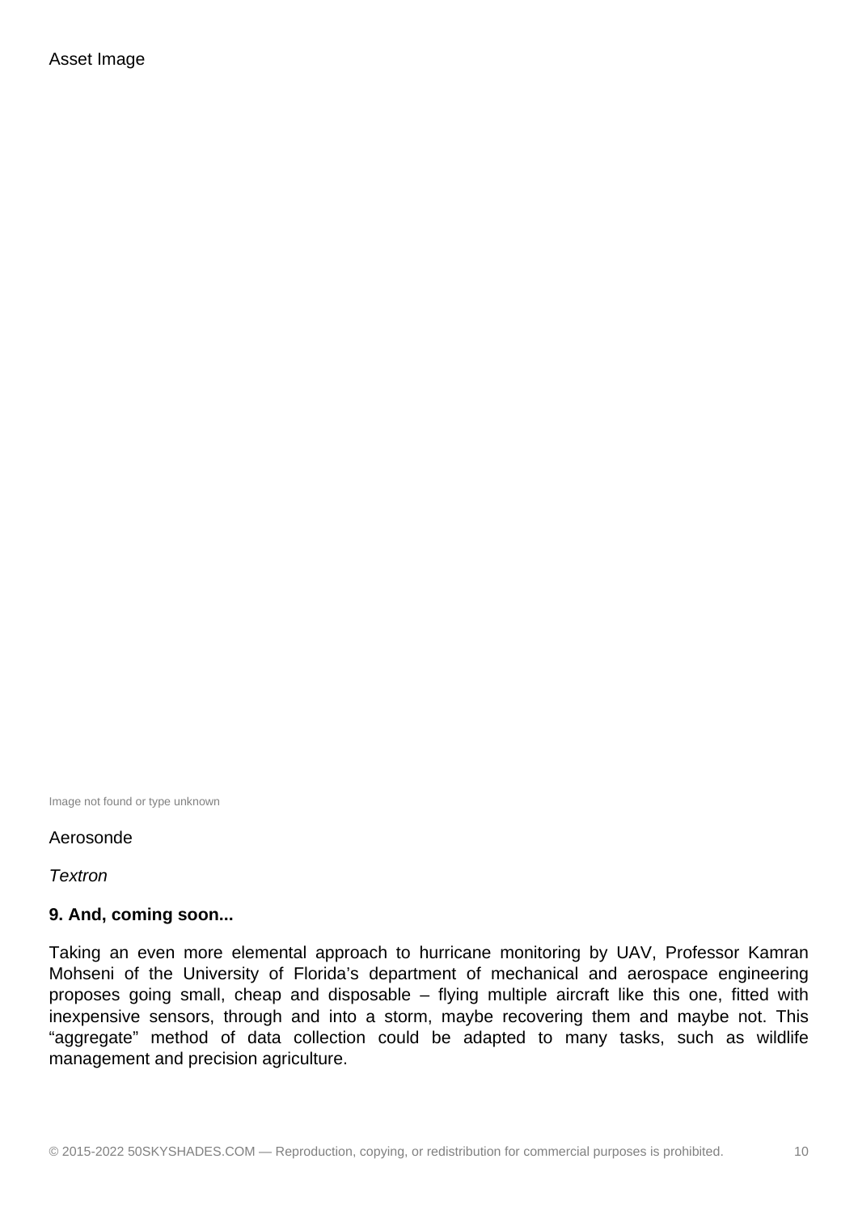Asset Image

Image not found or type unknown

Aerosonde

*Textron*

**9. And, coming soon...**

Taking an even more elemental approach to hurricane monitoring by UAV, Professor Kamran Mohseni of the University of Florida’s department of mechanical and aerospace engineering proposes going small, cheap and disposable – flying multiple aircraft like this one, fitted with inexpensive sensors, through and into a storm, maybe recovering them and maybe not. This “aggregate” method of data collection could be adapted to many tasks, such as wildlife management and precision agriculture.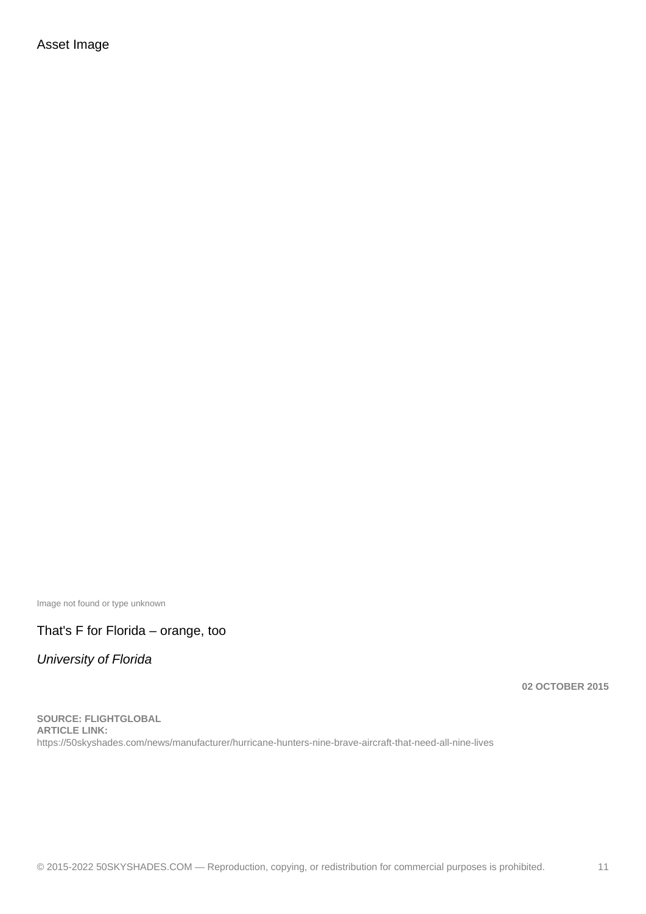Asset Image

Image not found or type unknown

That's F for Florida – orange, too

*University of Florida*

**02 OCTOBER 2015**

**SOURCE: FLIGHTGLOBAL**
**ARTICLE LINK:**
https://50skyshades.com/news/manufacturer/hurricane-hunters-nine-brave-aircraft-that-need-all-nine-lives